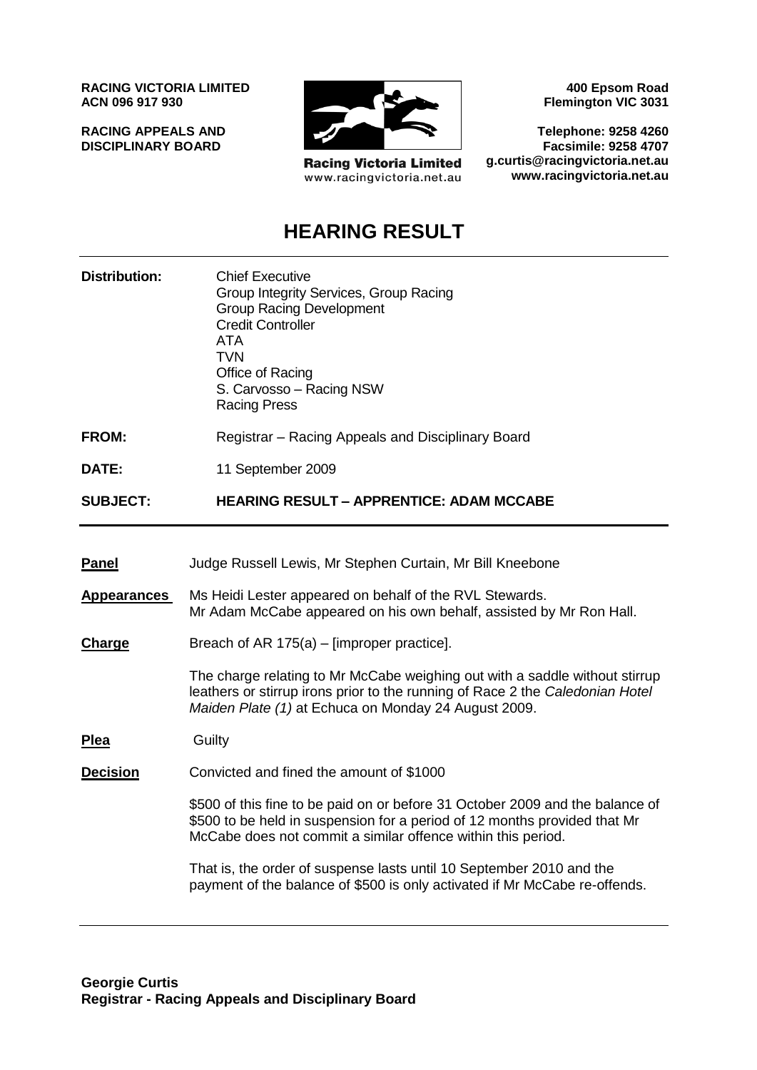**RACING VICTORIA LIMITED**
**ACN 096 917 930**

**RACING APPEALS AND DISCIPLINARY BOARD**

Racing Victoria Limited
www.racingvictoria.net.au

**400 Epsom Road**
**Flemington VIC 3031**

**Telephone: 9258 4260**
**Facsimile: 9258 4707**
**g.curtis@racingvictoria.net.au**
**www.racingvictoria.net.au**

# HEARING RESULT

**Distribution:** Chief Executive
Group Integrity Services, Group Racing
Group Racing Development
Credit Controller
ATA
TVN
Office of Racing
S. Carvosso – Racing NSW
Racing Press

**FROM:** Registrar – Racing Appeals and Disciplinary Board

**DATE:** 11 September 2009

**SUBJECT:** **HEARING RESULT – APPRENTICE: ADAM MCCABE**

---

**Panel** Judge Russell Lewis, Mr Stephen Curtain, Mr Bill Kneebone

**Appearances** Ms Heidi Lester appeared on behalf of the RVL Stewards.
Mr Adam McCabe appeared on his own behalf, assisted by Mr Ron Hall.

**Charge** Breach of AR 175(a) – [improper practice].

The charge relating to Mr McCabe weighing out with a saddle without stirrup leathers or stirrup irons prior to the running of Race 2 the *Caledonian Hotel Maiden Plate (1)* at Echuca on Monday 24 August 2009.

**Plea** Guilty

**Decision** Convicted and fined the amount of $1000

$500 of this fine to be paid on or before 31 October 2009 and the balance of $500 to be held in suspension for a period of 12 months provided that Mr McCabe does not commit a similar offence within this period.

That is, the order of suspense lasts until 10 September 2010 and the payment of the balance of $500 is only activated if Mr McCabe re-offends.

---

**Georgie Curtis**
**Registrar - Racing Appeals and Disciplinary Board**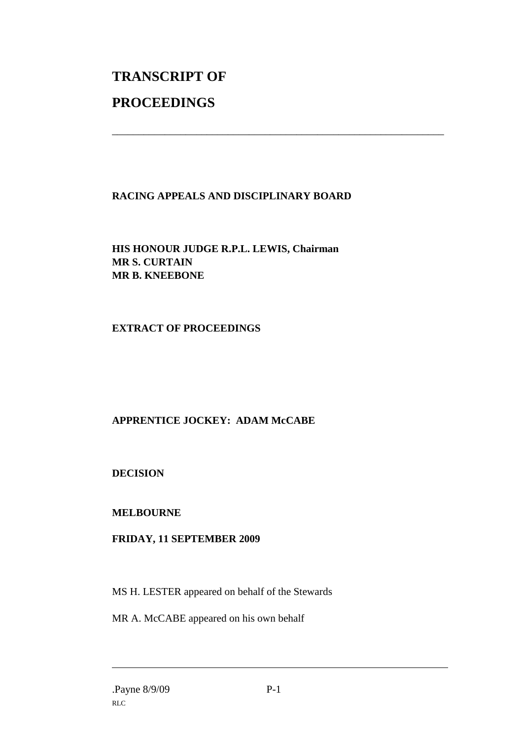# TRANSCRIPT OF PROCEEDINGS

---

**RACING APPEALS AND DISCIPLINARY BOARD**

**HIS HONOUR JUDGE R.P.L. LEWIS, Chairman**
**MR S. CURTAIN**
**MR B. KNEEBONE**

**EXTRACT OF PROCEEDINGS**

**APPRENTICE JOCKEY: ADAM McCABE**

**DECISION**

**MELBOURNE**

**FRIDAY, 11 SEPTEMBER 2009**

MS H. LESTER appeared on behalf of the Stewards

MR A. McCABE appeared on his own behalf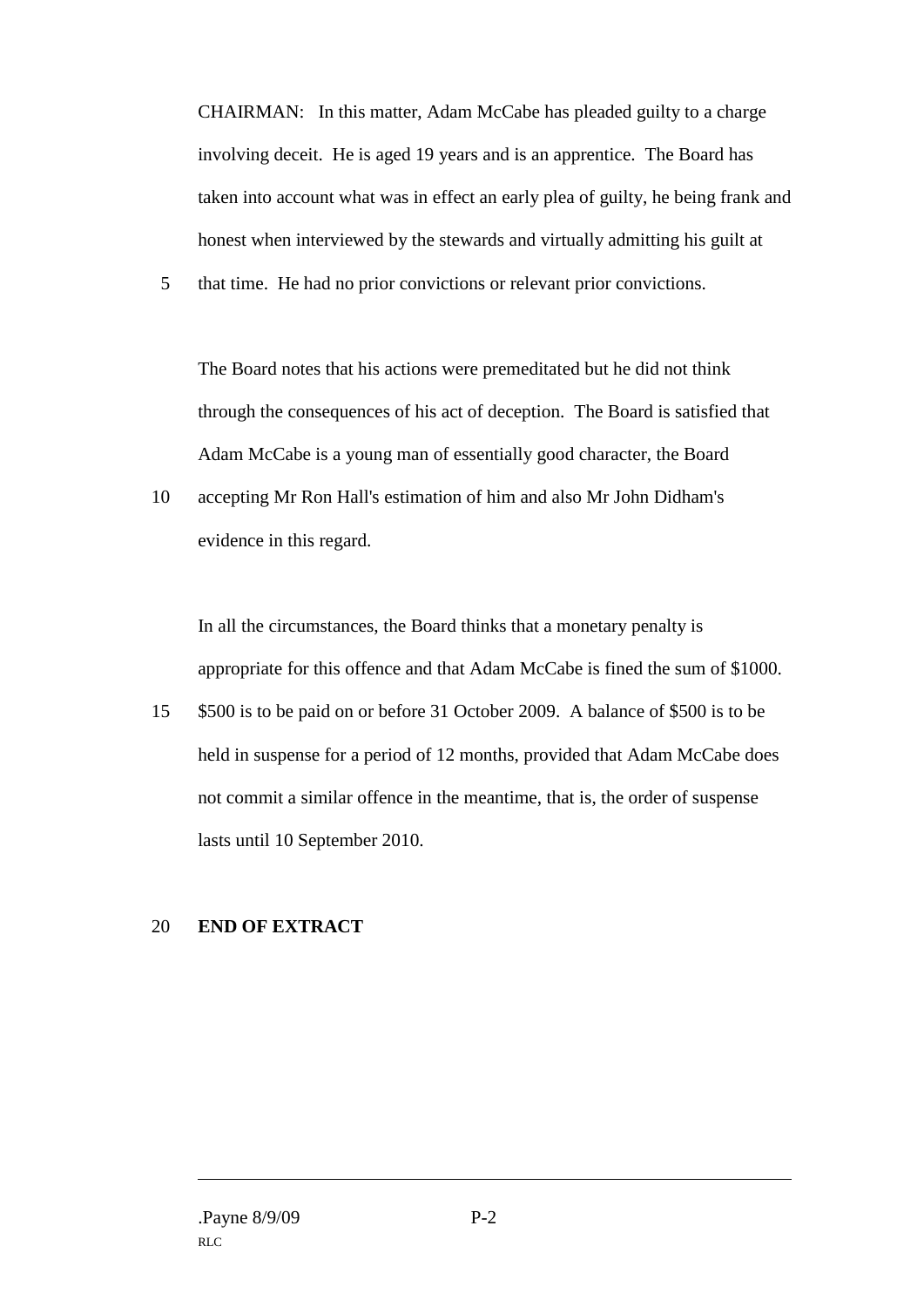CHAIRMAN: In this matter, Adam McCabe has pleaded guilty to a charge involving deceit. He is aged 19 years and is an apprentice. The Board has taken into account what was in effect an early plea of guilty, he being frank and honest when interviewed by the stewards and virtually admitting his guilt at that time. He had no prior convictions or relevant prior convictions.

The Board notes that his actions were premeditated but he did not think through the consequences of his act of deception. The Board is satisfied that Adam McCabe is a young man of essentially good character, the Board accepting Mr Ron Hall's estimation of him and also Mr John Didham's evidence in this regard.

In all the circumstances, the Board thinks that a monetary penalty is appropriate for this offence and that Adam McCabe is fined the sum of $1000. $500 is to be paid on or before 31 October 2009. A balance of $500 is to be held in suspense for a period of 12 months, provided that Adam McCabe does not commit a similar offence in the meantime, that is, the order of suspense lasts until 10 September 2010.

**END OF EXTRACT**

.Payne 8/9/09

RLC